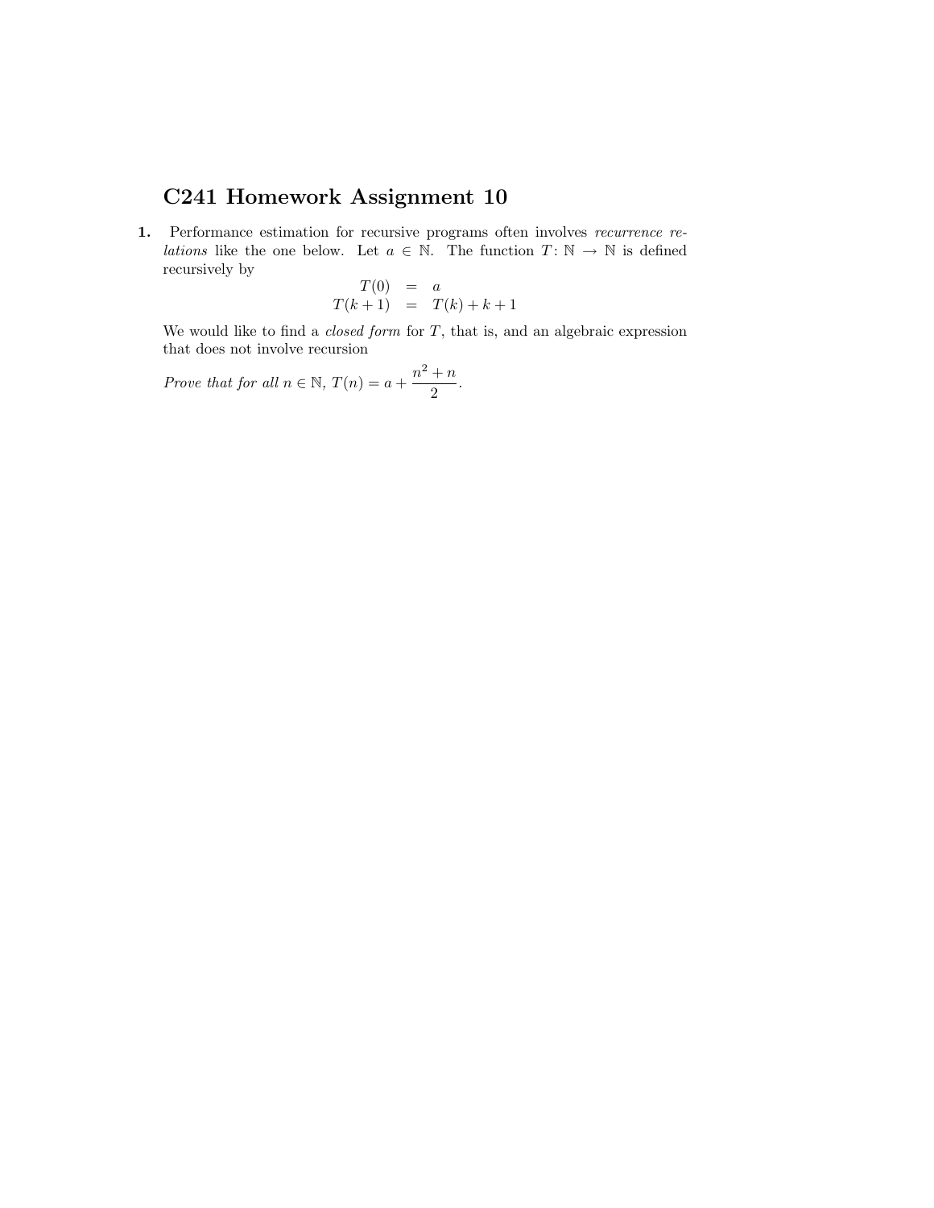# C241 Homework Assignment 10

**1.** Performance estimation for recursive programs often involves *recurrence relations* like the one below. Let $a \in \mathbb{N}$. The function $T \colon \mathbb{N} \to \mathbb{N}$ is defined recursively by

$$\begin{aligned} T(0) &= a \\ T(k+1) &= T(k) + k + 1 \end{aligned}$$

We would like to find a *closed form* for $T$, that is, and an algebraic expression that does not involve recursion

*Prove that for all* $n \in \mathbb{N}$, $T(n) = a + \dfrac{n^2 + n}{2}$.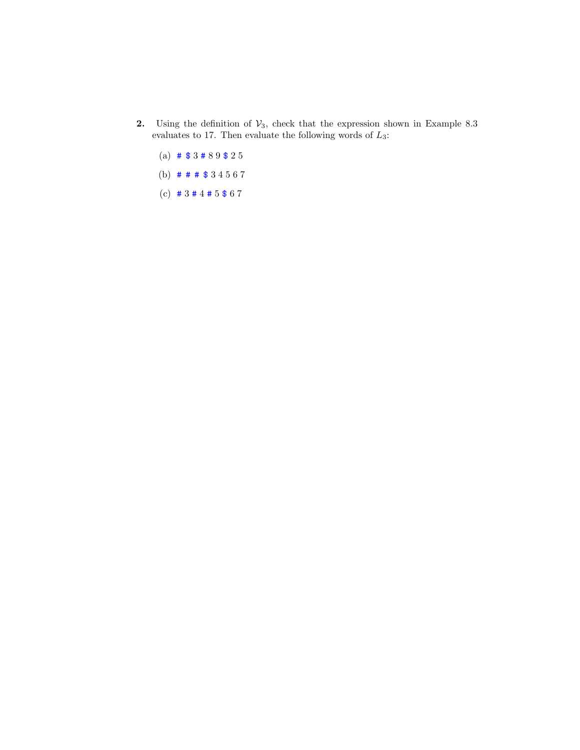**2.** Using the definition of $\mathcal{V}_3$, check that the expression shown in Example 8.3 evaluates to 17. Then evaluate the following words of $L_3$:

(a) # $ 3 # 8 9 $ 2 5

(b) # # # $ 3 4 5 6 7

(c) # 3 # 4 # 5 $ 6 7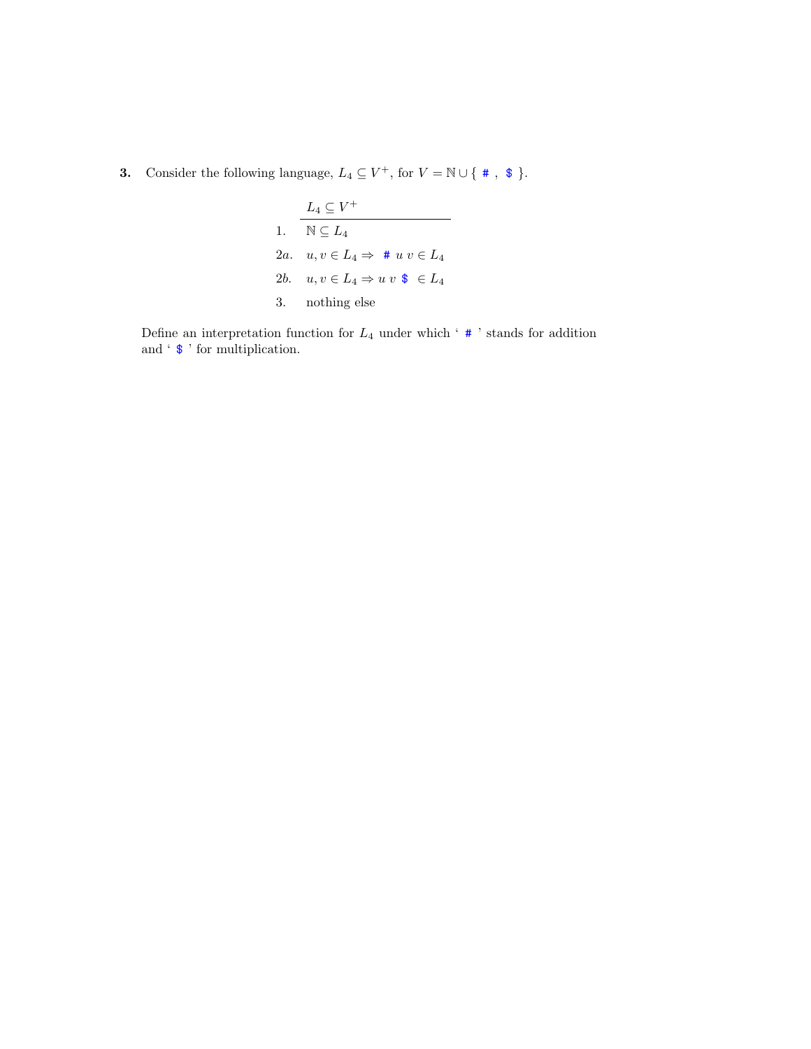**3.** Consider the following language, $L_4 \subseteq V^+$, for $V = \mathbb{N} \cup \{$ `#` , `$` $\}$.

|  | $L_4 \subseteq V^+$ |
|---|---|
| 1. | $\mathbb{N} \subseteq L_4$ |
| 2*a*. | $u, v \in L_4 \Rightarrow$ `#` $u\ v \in L_4$ |
| 2*b*. | $u, v \in L_4 \Rightarrow u\ v$ `$` $\in L_4$ |
| 3. | nothing else |

Define an interpretation function for $L_4$ under which ‘ `#` ’ stands for addition and ‘ `$` ’ for multiplication.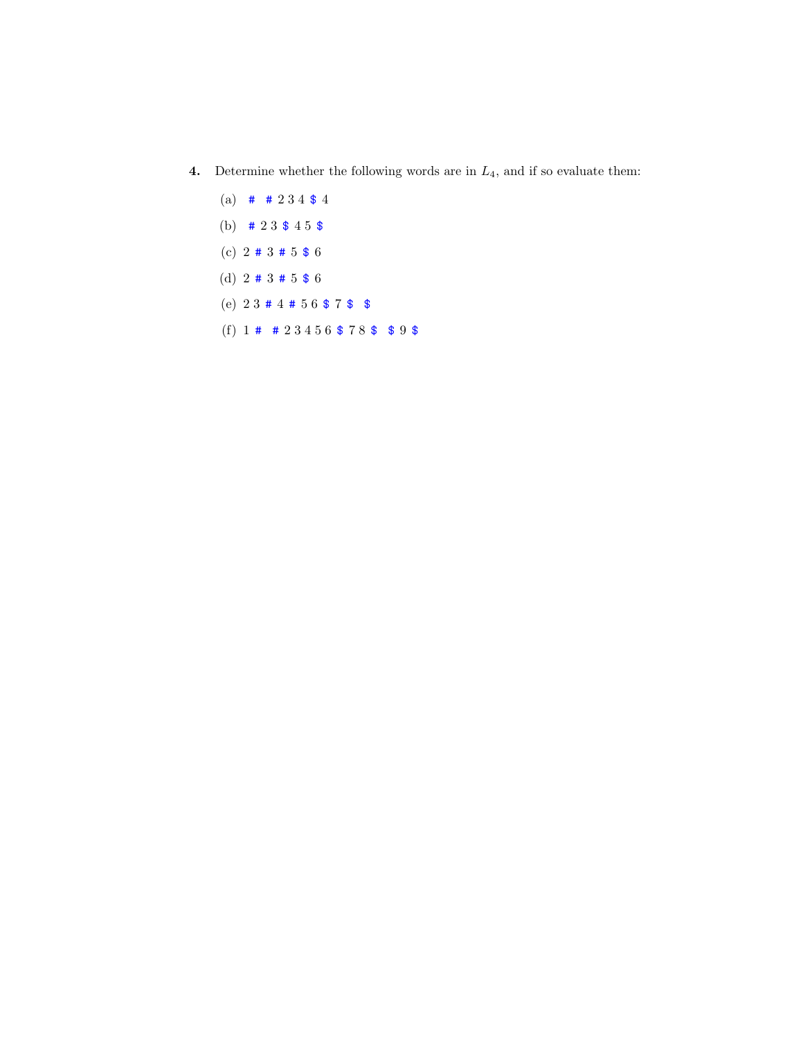**4.** Determine whether the following words are in $L_4$, and if so evaluate them:

(a) # # 2 3 4 $ 4

(b) # 2 3 $ 4 5 $

(c) 2 # 3 # 5 $ 6

(d) 2 # 3 # 5 $ 6

(e) 2 3 # 4 # 5 6 $ 7 $ $

(f) 1 # # 2 3 4 5 6 $ 7 8 $ $ 9 $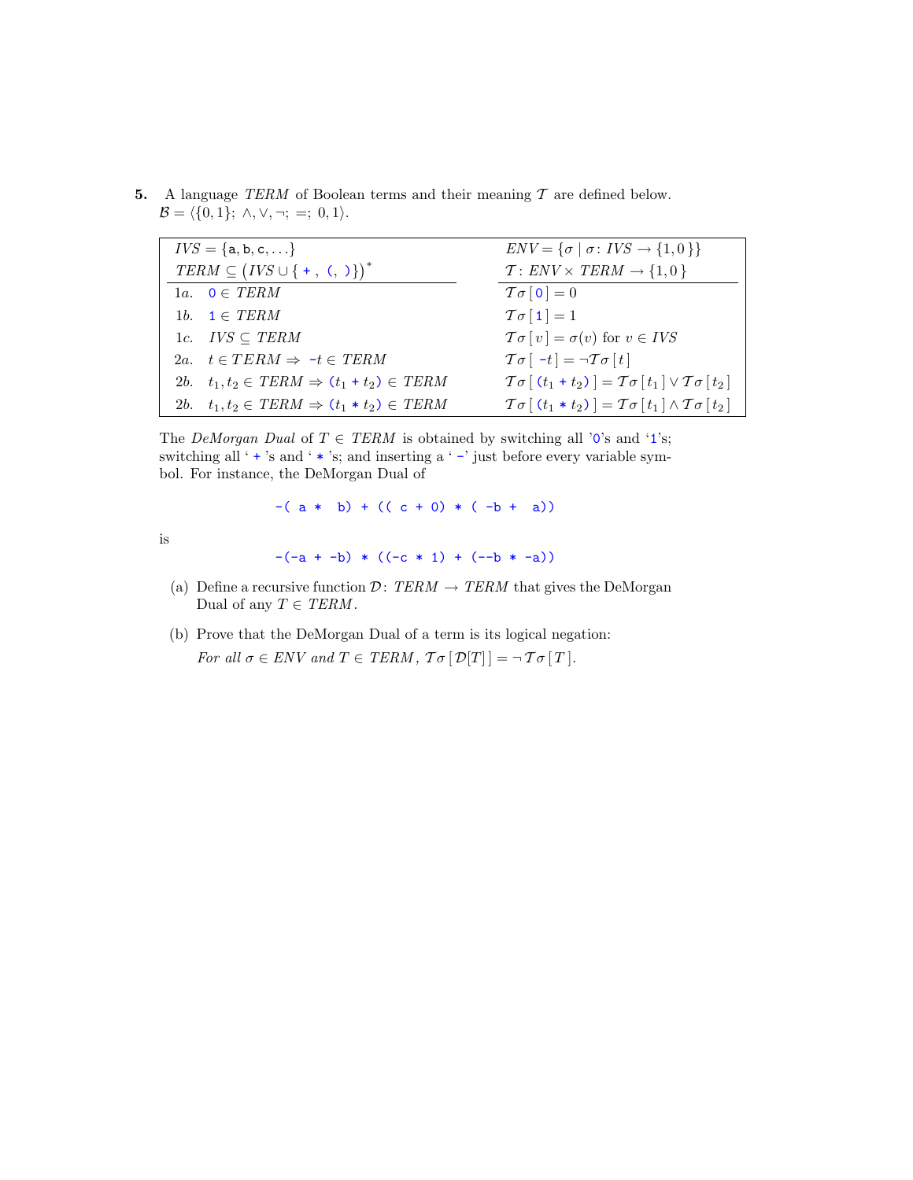**5.** A language *TERM* of Boolean terms and their meaning $\mathcal{T}$ are defined below. $\mathcal{B} = \langle\{0,1\};\ \wedge, \vee, \neg;\ =;\ 0, 1\rangle$.

| $IVS = \{\mathsf{a}, \mathsf{b}, \mathsf{c}, \ldots\}$ | | $ENV = \{\sigma \mid \sigma\colon IVS \to \{1, 0\}\}$ |
|---|---|---|
| $TERM \subseteq \left(IVS \cup \{\ \texttt{+}\ ,\ \texttt{(}, \texttt{)}\}\right)^*$ | | $\mathcal{T}\colon ENV \times TERM \to \{1, 0\}$ |
| 1*a*. | $\texttt{0} \in TERM$ | $\mathcal{T}\sigma\,[\,\texttt{0}\,] = 0$ |
| 1*b*. | $\texttt{1} \in TERM$ | $\mathcal{T}\sigma\,[\,\texttt{1}\,] = 1$ |
| 1*c*. | $IVS \subseteq TERM$ | $\mathcal{T}\sigma\,[\,v\,] = \sigma(v)$ for $v \in IVS$ |
| 2*a*. | $t \in TERM \Rightarrow \texttt{-}t \in TERM$ | $\mathcal{T}\sigma\,[\ \texttt{-}t\,] = \neg\mathcal{T}\sigma\,[\,t\,]$ |
| 2*b*. | $t_1, t_2 \in TERM \Rightarrow \texttt{(}t_1 \texttt{ + } t_2\texttt{)} \in TERM$ | $\mathcal{T}\sigma\,[\,\texttt{(}t_1 \texttt{ + } t_2\texttt{)}\,] = \mathcal{T}\sigma\,[\,t_1\,] \vee \mathcal{T}\sigma\,[\,t_2\,]$ |
| 2*b*. | $t_1, t_2 \in TERM \Rightarrow \texttt{(}t_1 \texttt{ * } t_2\texttt{)} \in TERM$ | $\mathcal{T}\sigma\,[\,\texttt{(}t_1 \texttt{ * } t_2\texttt{)}\,] = \mathcal{T}\sigma\,[\,t_1\,] \wedge \mathcal{T}\sigma\,[\,t_2\,]$ |

The *DeMorgan Dual* of $T \in TERM$ is obtained by switching all '0''s and '1''s; switching all ' + ''s and ' * ''s; and inserting a ' - ' just before every variable symbol. For instance, the DeMorgan Dual of

```
-( a *  b) + (( c + 0) * ( -b +  a))
```

is

```
-(-a + -b) * ((-c * 1) + (--b * -a))
```

(a) Define a recursive function $\mathcal{D}\colon TERM \to TERM$ that gives the DeMorgan Dual of any $T \in TERM$.

(b) Prove that the DeMorgan Dual of a term is its logical negation:
*For all* $\sigma \in ENV$ *and* $T \in TERM$, $\mathcal{T}\sigma\,[\,\mathcal{D}[T]\,] = \neg\,\mathcal{T}\sigma\,[\,T\,]$.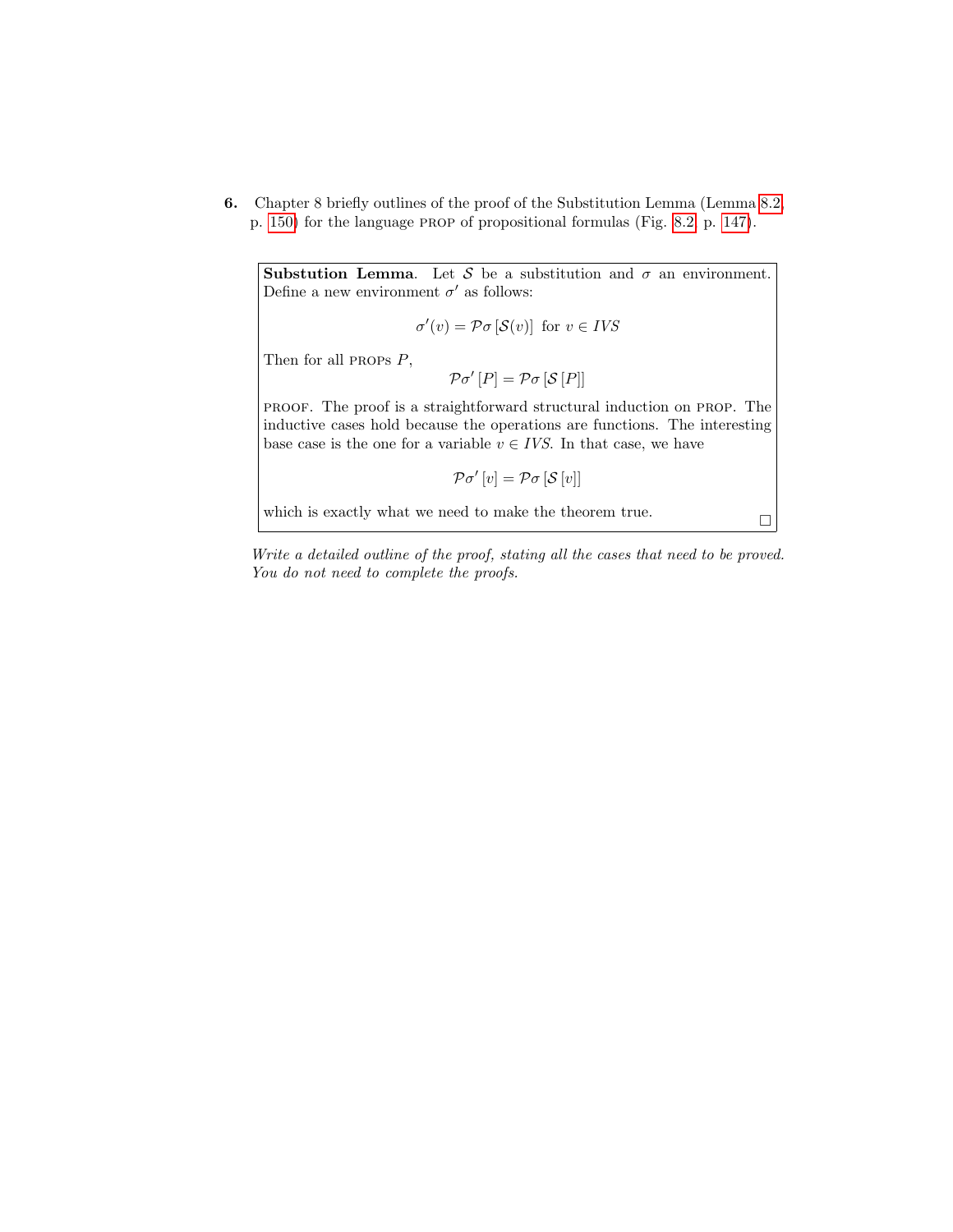**6.** Chapter 8 briefly outlines of the proof of the Substitution Lemma (Lemma 8.2, p. 150) for the language PROP of propositional formulas (Fig. 8.2, p. 147).

> **Substution Lemma**. Let $\mathcal{S}$ be a substitution and $\sigma$ an environment. Define a new environment $\sigma'$ as follows:
>
> $$\sigma'(v) = \mathcal{P}\sigma\,[\mathcal{S}(v)] \;\text{ for } v \in \mathit{IVS}$$
>
> Then for all PROPs $P$,
>
> $$\mathcal{P}\sigma'\,[P] = \mathcal{P}\sigma\,[\mathcal{S}\,[P]]$$
>
> PROOF. The proof is a straightforward structural induction on PROP. The inductive cases hold because the operations are functions. The interesting base case is the one for a variable $v \in \mathit{IVS}$. In that case, we have
>
> $$\mathcal{P}\sigma'\,[v] = \mathcal{P}\sigma\,[\mathcal{S}\,[v]]$$
>
> which is exactly what we need to make the theorem true. □

*Write a detailed outline of the proof, stating all the cases that need to be proved. You do not need to complete the proofs.*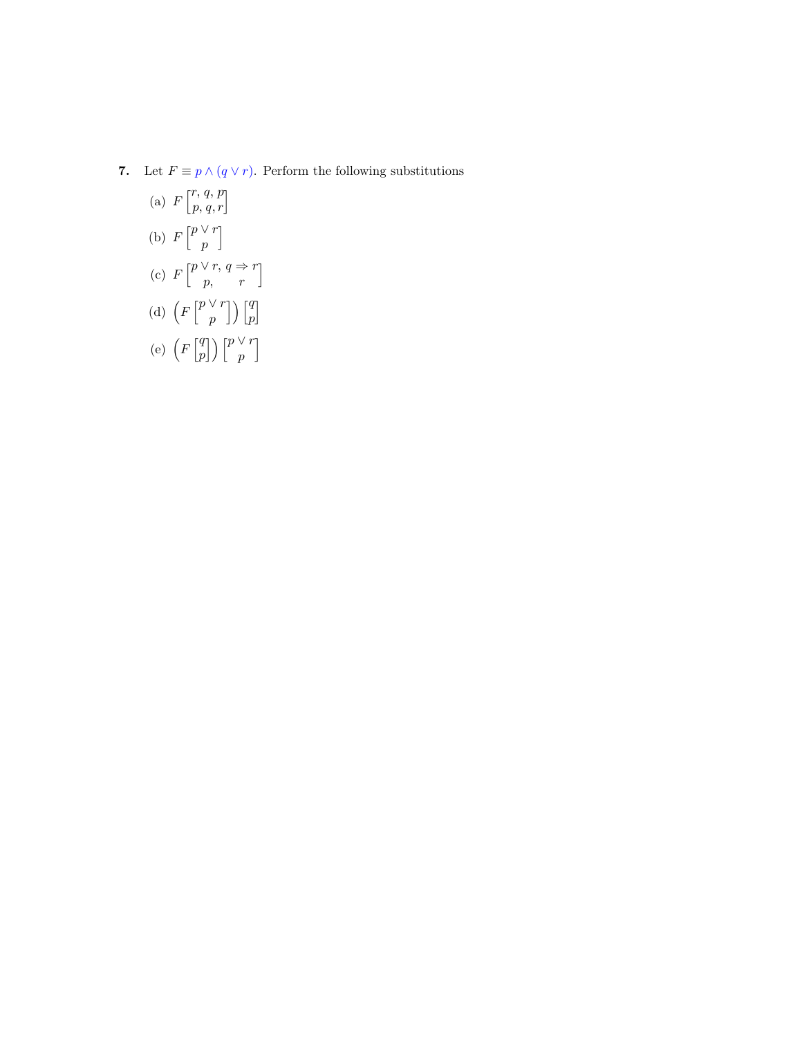**7.** Let $F \equiv p \wedge (q \vee r)$. Perform the following substitutions

(a) $F \begin{bmatrix} r, q, p \\ p, q, r \end{bmatrix}$

(b) $F \begin{bmatrix} p \vee r \\ p \end{bmatrix}$

(c) $F \begin{bmatrix} p \vee r, & q \Rightarrow r \\ p, & r \end{bmatrix}$

(d) $\left( F \begin{bmatrix} p \vee r \\ p \end{bmatrix} \right) \begin{bmatrix} q \\ p \end{bmatrix}$

(e) $\left( F \begin{bmatrix} q \\ p \end{bmatrix} \right) \begin{bmatrix} p \vee r \\ p \end{bmatrix}$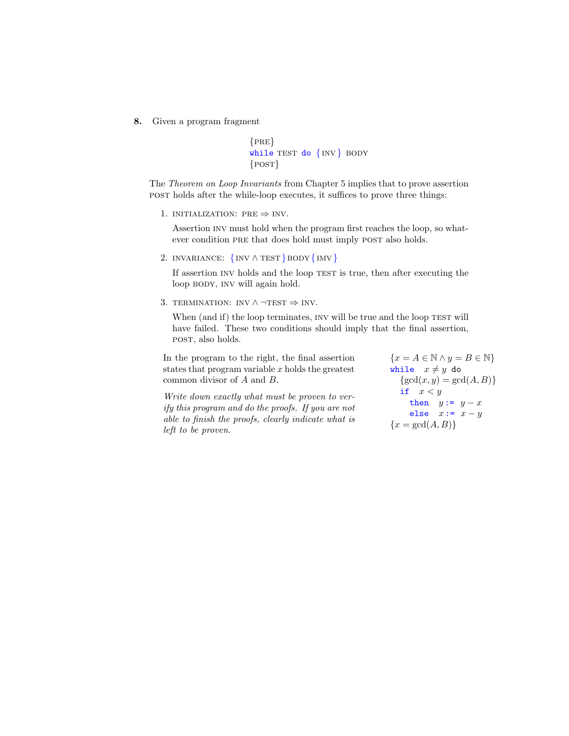**8.** Given a program fragment

$$\{\text{PRE}\}$$
$$\texttt{while}\ \text{TEST}\ \texttt{do}\ \{\text{INV}\}\ \text{BODY}$$
$$\{\text{POST}\}$$

The *Theorem on Loop Invariants* from Chapter 5 implies that to prove assertion POST holds after the while-loop executes, it suffices to prove three things:

1. INITIALIZATION: PRE $\Rightarrow$ INV.

   Assertion INV must hold when the program first reaches the loop, so whatever condition PRE that does hold must imply POST also holds.

2. INVARIANCE: $\{$INV $\wedge$ TEST$\}$ BODY $\{$IMV$\}$

   If assertion INV holds and the loop TEST is true, then after executing the loop BODY, INV will again hold.

3. TERMINATION: INV $\wedge$ $\neg$TEST $\Rightarrow$ INV.

   When (and if) the loop terminates, INV will be true and the loop TEST will have failed. These two conditions should imply that the final assertion, POST, also holds.

In the program to the right, the final assertion states that program variable $x$ holds the greatest common divisor of $A$ and $B$.

*Write down exactly what must be proven to verify this program and do the proofs. If you are not able to finish the proofs, clearly indicate what is left to be proven.*

```
{x = A ∈ ℕ ∧ y = B ∈ ℕ}
while  x ≠ y  do
   {gcd(x, y) = gcd(A, B)}
   if  x < y
     then  y := y − x
     else  x := x − y
{x = gcd(A, B)}
```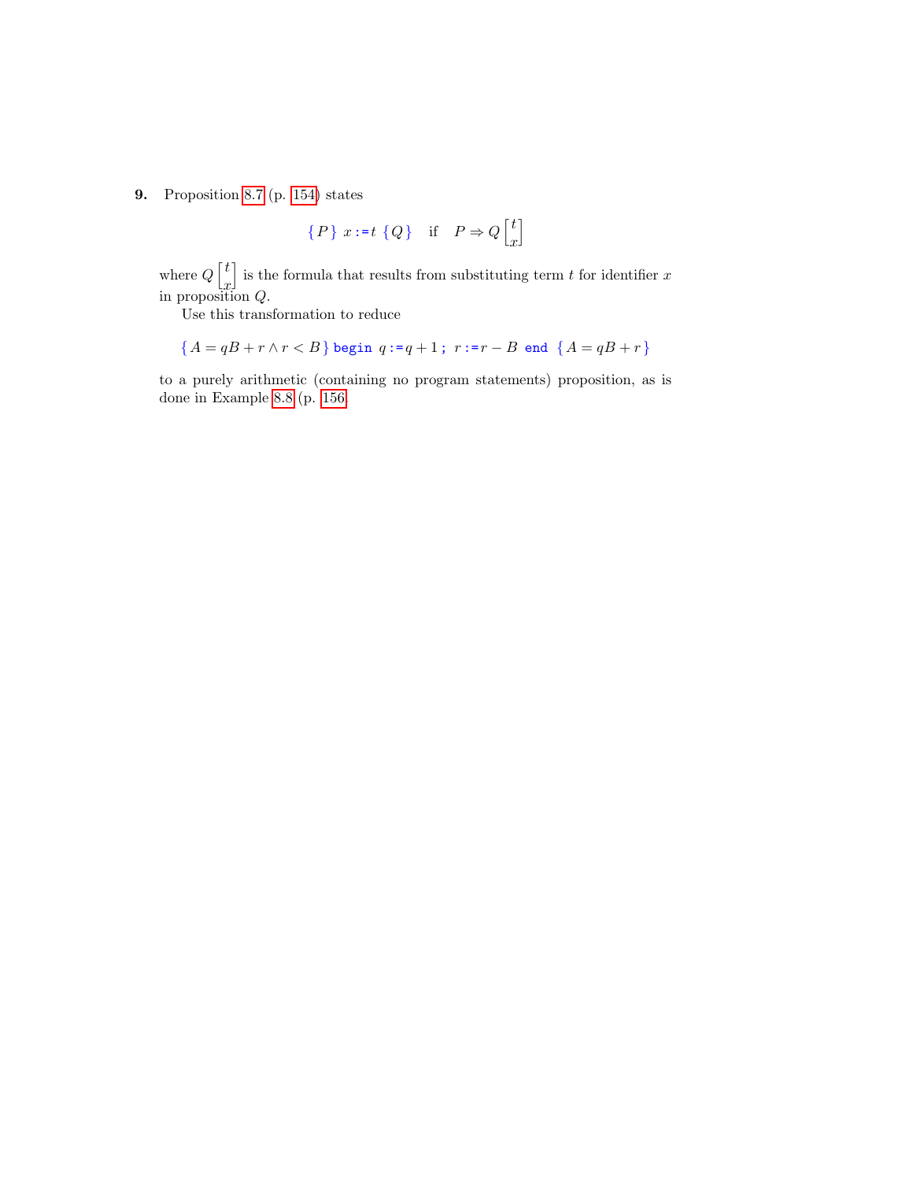**9.** Proposition 8.7 (p. 154) states

$$\{\,P\,\}\ x\,\texttt{:=}\,t\ \{\,Q\,\}\quad\text{if}\quad P \Rightarrow Q\begin{bmatrix}t\\x\end{bmatrix}$$

where $Q\begin{bmatrix}t\\x\end{bmatrix}$ is the formula that results from substituting term $t$ for identifier $x$ in proposition $Q$.

Use this transformation to reduce

$$\{\,A = qB + r \wedge r < B\,\}\ \texttt{begin}\ q\,\texttt{:=}\,q + 1\,\texttt{;}\ r\,\texttt{:=}\,r - B\ \texttt{end}\ \{\,A = qB + r\,\}$$

to a purely arithmetic (containing no program statements) proposition, as is done in Example 8.8 (p. 156).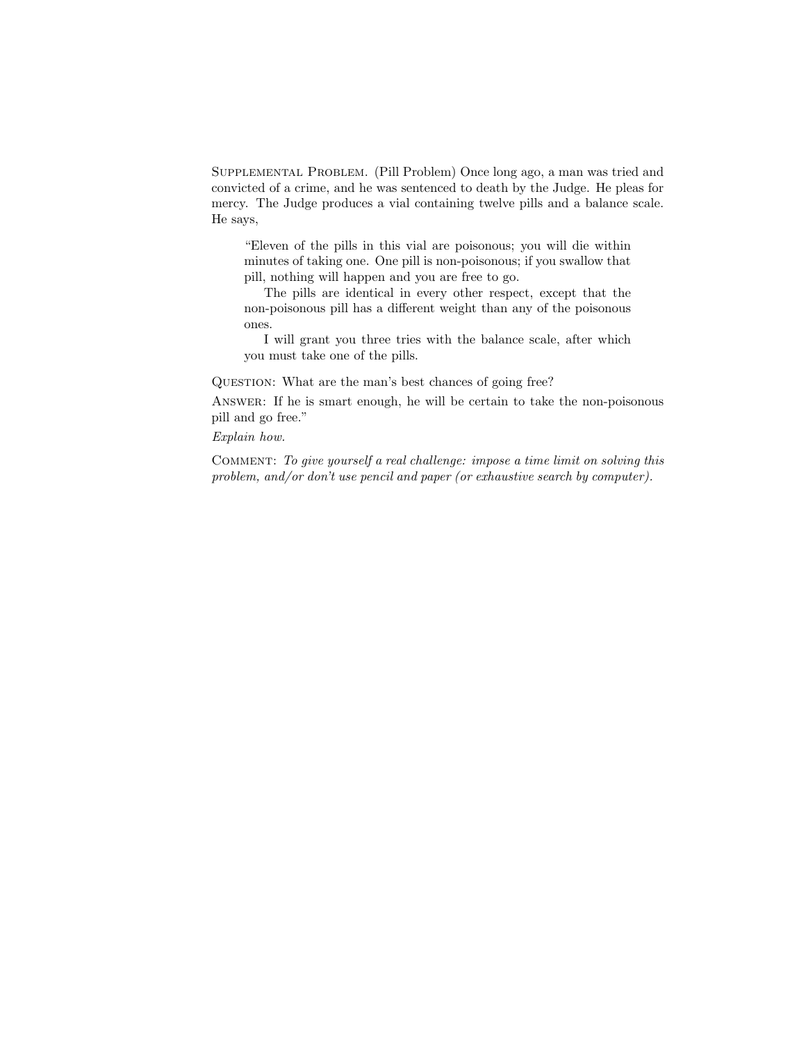Supplemental Problem. (Pill Problem) Once long ago, a man was tried and convicted of a crime, and he was sentenced to death by the Judge. He pleas for mercy. The Judge produces a vial containing twelve pills and a balance scale. He says,

> "Eleven of the pills in this vial are poisonous; you will die within minutes of taking one. One pill is non-poisonous; if you swallow that pill, nothing will happen and you are free to go.
>
> The pills are identical in every other respect, except that the non-poisonous pill has a different weight than any of the poisonous ones.
>
> I will grant you three tries with the balance scale, after which you must take one of the pills.

Question: What are the man's best chances of going free?

Answer: If he is smart enough, he will be certain to take the non-poisonous pill and go free."

*Explain how.*

Comment: *To give yourself a real challenge: impose a time limit on solving this problem, and/or don't use pencil and paper (or exhaustive search by computer).*